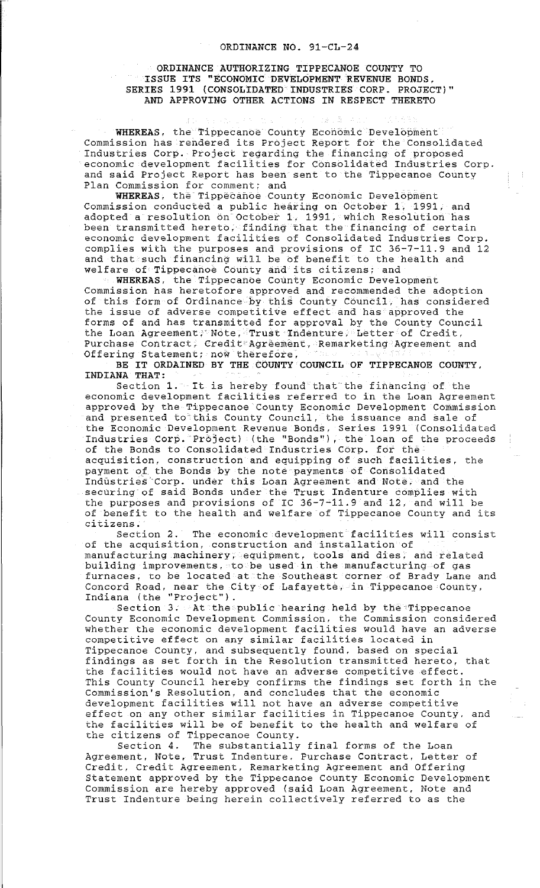# ORDINANCE NO. 91-CL-24

## ORDINANCE AUTHORIZING TIPPECANOE COUNTY TO ISSUE ITS "ECONOMIC DEVELOPMENT REVENUE BONDS, SERIES 1991 (CONSOLIDATED INDUSTRIES CORP. PROJECT)" AND APPROVING OTHER ACTIONS IN RESPECT THERETO

**WHEREAS**, the Tippecanoe County Economic Development Commission has rendered its Project Report for the Consolidated Industries Corp. Project regarding the financing of proposed economic development facilities for Consolidated Industries Corp. and said Project Report has been sent to the Tippecanoe County Plan Commission for comment; and

**WHEREAS**, the Tippecanoe County Economic Development Commission conducted a public hearing on October 1, 1991, and adopted a resolution on October 1, 1991, which Resolution has been transmitted hereto, finding that the financing of certain economic development facilities of Consolidated Industries Corp. complies with the purposes and provisions of IC 36-7-11.9 and 12 and that such financing will be of benefit to the health and welfare of Tippecanoe County and its citizens; and

**WHEREAS**, the Tippecanoe County Economic Development Commission has heretofore approved and recommended the adoption of this form of Ordinance by this County Council, has considered the issue of adverse competitive effect and has approved the forms of and has transmitted for approval by the County Council the Loan Agreement, Note, Trust Indenture, Letter of Credit, Purchase Contract, Credit Agreement, Remarketing Agreement and Offering Statement; now therefore,

**BE IT ORDAINED BY THE COUNTY COUNCIL OF TIPPECANOE COUNTY, INDIANA THAT:**

Section 1. It is hereby found that the financing of the economic development facilities referred to in the Loan Agreement approved by the Tippecanoe County Economic Development Commission and presented to this County Council, the issuance and sale of the Economic Development Revenue Bonds, Series 1991 (Consolidated Industries Corp. Project) (the "Bonds"), the loan of the proceeds of the Bonds to Consolidated Industries Corp. for the acquisition, construction and equipping of such facilities, the payment of the Bonds by the note payments of Consolidated Industries Corp. under this Loan Agreement and Note, and the securing of said Bonds under the Trust Indenture complies with the purposes and provisions of IC 36-7-11.9 and 12, and will be of benefit to the health and welfare of Tippecanoe County and its citizens.

Section 2. The economic development facilities will consist of the acquisition, construction and installation of manufacturing machinery, equipment, tools and dies, and related building improvements, to be used in the manufacturing of gas furnaces, to be located at the Southeast corner of Brady Lane and Concord Road, near the City of Lafayette, in Tippecanoe County, Indiana (the "Project").

Section 3. At the public hearing held by the Tippecanoe County Economic Development Commission, the Commission considered whether the economic development facilities would have an adverse competitive effect on any similar facilities located in Tippecanoe County, and subsequently found, based on special findings as set forth in the Resolution transmitted hereto, that the facilities would not have an adverse competitive effect. This County Council hereby confirms the findings set forth in the Commission's Resolution, and concludes that the economic development facilities will not have an adverse competitive effect on any other similar facilities in Tippecanoe County, and the facilities will be of benefit to the health and welfare of the citizens of Tippecanoe County.

Section 4. The substantially final forms of the Loan Agreement, Note, Trust Indenture, Purchase Contract, Letter of Credit, Credit Agreement, Remarketing Agreement and Offering Statement approved by the Tippecanoe County Economic Development Commission are hereby approved (said Loan Agreement, Note and Trust Indenture being herein collectively referred to as the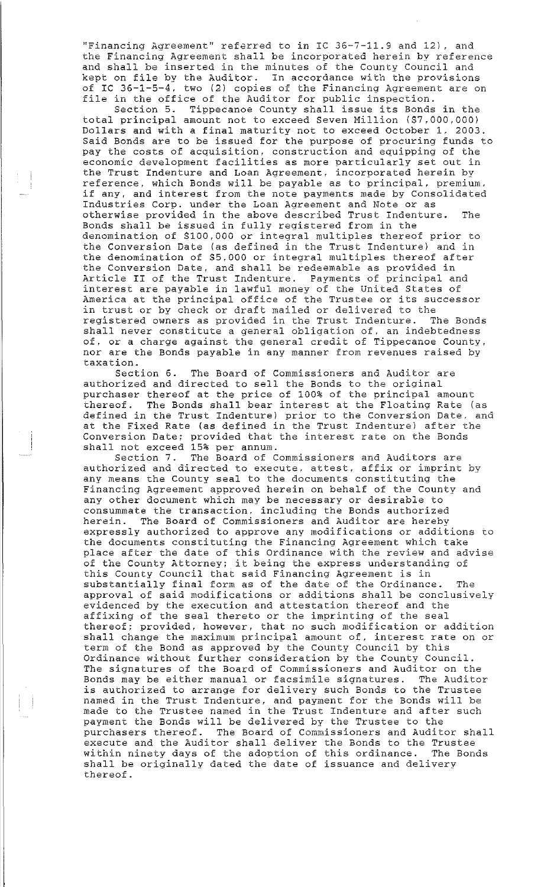"Financing Agreement" referred to in IC 36-7-11.9 and 12), and the Financing Agreement shall be incorporated herein by reference and shall be inserted in the minutes of the County Council and kept on file by the Auditor. In accordance with the provisions of IC 36-1-5-4, two (2) copies of the Financing Agreement are on file in the office of the Auditor for public inspection.

Section 5. Tippecanoe County shall issue its Bonds in the total principal amount not to exceed Seven Million ($7,000,000) Dollars and with a final maturity not to exceed October 1, 2003. Said Bonds are to be issued for the purpose of procuring funds to pay the costs of acquisition, construction and equipping of the economic development facilities as more particularly set out in the Trust Indenture and Loan Agreement, incorporated herein by reference, which Bonds will be payable as to principal, premium, if any, and interest from the note payments made by Consolidated Industries Corp. under the Loan Agreement and Note or as otherwise provided in the above described Trust Indenture. The Bonds shall be issued in fully registered from in the denomination of $100,000 or integral multiples thereof prior to the Conversion Date (as defined in the Trust Indenture) and in the denomination of $5,000 or integral multiples thereof after the Conversion Date, and shall be redeemable as provided in Article II of the Trust Indenture. Payments of principal and interest are payable in lawful money of the United States of America at the principal office of the Trustee or its successor in trust or by check or draft mailed or delivered to the registered owners as provided in the Trust Indenture. The Bonds shall never constitute a general obligation of, an indebtedness of, or a charge against the general credit of Tippecanoe County, nor are the Bonds payable in any manner from revenues raised by taxation.

Section 6. The Board of Commissioners and Auditor are authorized and directed to sell the Bonds to the original purchaser thereof at the price of 100% of the principal amount thereof. The Bonds shall bear interest at the Floating Rate (as defined in the Trust Indenture) prior to the Conversion Date, and at the Fixed Rate (as defined in the Trust Indenture) after the Conversion Date; provided that the interest rate on the Bonds shall not exceed 15% per annum.

Section 7. The Board of Commissioners and Auditors are authorized and directed to execute, attest, affix or imprint by any means the County seal to the documents constituting the Financing Agreement approved herein on behalf of the County and any other document which may be necessary or desirable to consummate the transaction, including the Bonds authorized herein. The Board of Commissioners and Auditor are hereby expressly authorized to approve any modifications or additions to the documents constituting the Financing Agreement which take place after the date of this Ordinance with the review and advise of the County Attorney; it being the express understanding of this County Council that said Financing Agreement is in substantially final form as of the date of the Ordinance. The approval of said modifications or additions shall be conclusively evidenced by the execution and attestation thereof and the affixing of the seal thereto or the imprinting of the seal thereof; provided, however, that no such modification or addition shall change the maximum principal amount of, interest rate on or term of the Bond as approved by the County Council by this Ordinance without further consideration by the County Council. The signatures of the Board of Commissioners and Auditor on the Bonds may be either manual or facsimile signatures. The Auditor is authorized to arrange for delivery such Bonds to the Trustee named in the Trust Indenture, and payment for the Bonds will be made to the Trustee named in the Trust Indenture and after such payment the Bonds will be delivered by the Trustee to the purchasers thereof. The Board of Commissioners and Auditor shall execute and the Auditor shall deliver the Bonds to the Trustee within ninety days of the adoption of this ordinance. The Bonds shall be originally dated the date of issuance and delivery thereof.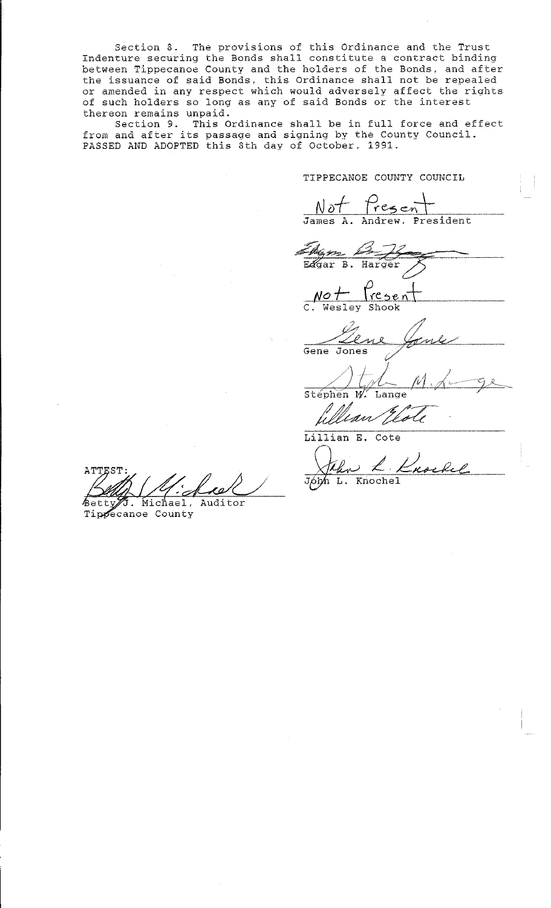Section 8. The provisions of this Ordinance and the Trust Indenture securing the Bonds shall constitute a contract binding between Tippecanoe County and the holders of the Bonds, and after the issuance of said Bonds, this Ordinance shall not be repealed or amended in any respect which would adversely affect the rights of such holders so long as any of said Bonds or the interest thereon remains unpaid.

Section 9. This Ordinance shall be in full force and effect from and after its passage and signing by the County Council.

PASSED AND ADOPTED this 8th day of October, 1991.

TIPPECANOE COUNTY COUNCIL

Not Present
James A. Andrew, President

Edgar B. Harger

Not Present
C. Wesley Shook

Gene Jones

Stephen M. Lange

Lillian E. Cote

John L. Knochel

ATTEST:

Betty J. Michael, Auditor
Tippecanoe County